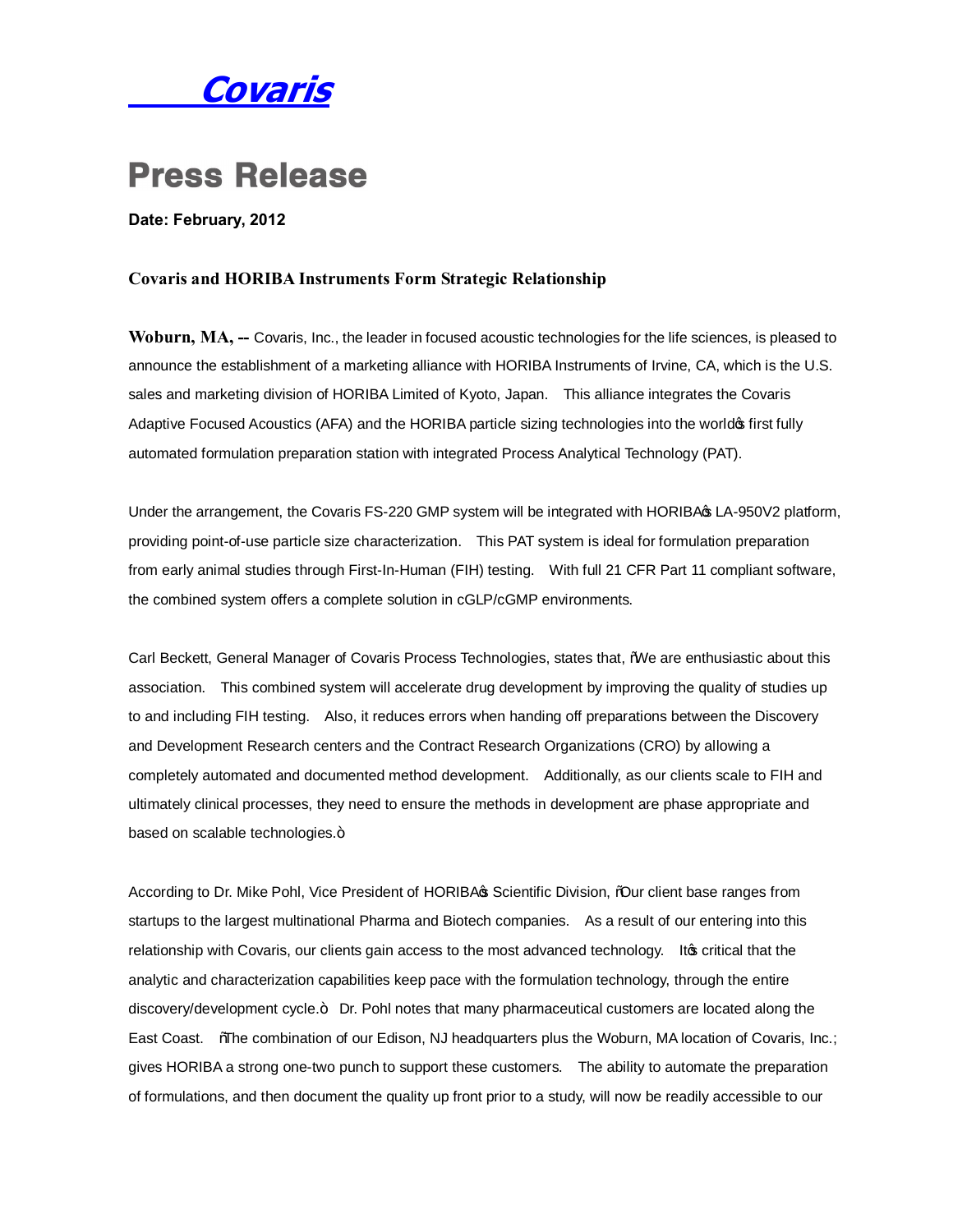# Covaris

## Press Release

**Date: February, 2012**

### Covaris and HORIBA Instruments Form Strategic Relationship

**Woburn, MA, --** Covaris, Inc., the leader in focused acoustic technologies for the life sciences, is pleased to announce the establishment of a marketing alliance with HORIBA Instruments of Irvine, CA, which is the U.S. sales and marketing division of HORIBA Limited of Kyoto, Japan. This alliance integrates the Covaris Adaptive Focused Acoustics (AFA) and the HORIBA particle sizing technologies into the world's first fully automated formulation preparation station with integrated Process Analytical Technology (PAT).

Under the arrangement, the Covaris FS-220 GMP system will be integrated with HORIBA's LA-950V2 platform, providing point-of-use particle size characterization. This PAT system is ideal for formulation preparation from early animal studies through First-In-Human (FIH) testing. With full 21 CFR Part 11 compliant software, the combined system offers a complete solution in cGLP/cGMP environments.

Carl Beckett, General Manager of Covaris Process Technologies, states that, "We are enthusiastic about this association. This combined system will accelerate drug development by improving the quality of studies up to and including FIH testing. Also, it reduces errors when handing off preparations between the Discovery and Development Research centers and the Contract Research Organizations (CRO) by allowing a completely automated and documented method development. Additionally, as our clients scale to FIH and ultimately clinical processes, they need to ensure the methods in development are phase appropriate and based on scalable technologies."

According to Dr. Mike Pohl, Vice President of HORIBA's Scientific Division, "Our client base ranges from startups to the largest multinational Pharma and Biotech companies. As a result of our entering into this relationship with Covaris, our clients gain access to the most advanced technology. It's critical that the analytic and characterization capabilities keep pace with the formulation technology, through the entire discovery/development cycle." Dr. Pohl notes that many pharmaceutical customers are located along the East Coast. "The combination of our Edison, NJ headquarters plus the Woburn, MA location of Covaris, Inc.; gives HORIBA a strong one-two punch to support these customers. The ability to automate the preparation of formulations, and then document the quality up front prior to a study, will now be readily accessible to our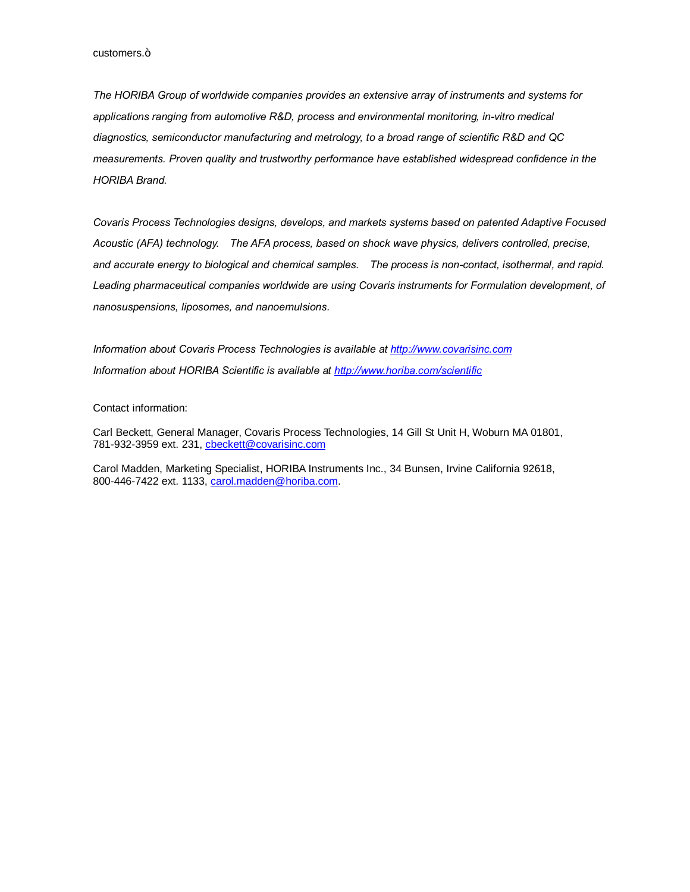customers.ò

*The HORIBA Group of worldwide companies provides an extensive array of instruments and systems for applications ranging from automotive R&D, process and environmental monitoring, in-vitro medical diagnostics, semiconductor manufacturing and metrology, to a broad range of scientific R&D and QC measurements. Proven quality and trustworthy performance have established widespread confidence in the HORIBA Brand.*

*Covaris Process Technologies designs, develops, and markets systems based on patented Adaptive Focused Acoustic (AFA) technology. The AFA process, based on shock wave physics, delivers controlled, precise, and accurate energy to biological and chemical samples. The process is non-contact, isothermal, and rapid. Leading pharmaceutical companies worldwide are using Covaris instruments for Formulation development, of nanosuspensions, liposomes, and nanoemulsions.*

*Information about Covaris Process Technologies is available at [http://www.covarisinc.com](http://www.covarisinc.com)*
*Information about HORIBA Scientific is available at [http://www.horiba.com/scientific](http://www.horiba.com/scientific)*

Contact information:

Carl Beckett, General Manager, Covaris Process Technologies, 14 Gill St Unit H, Woburn MA 01801, 781-932-3959 ext. 231, [cbeckett@covarisinc.com](mailto:cbeckett@covarisinc.com)

Carol Madden, Marketing Specialist, HORIBA Instruments Inc., 34 Bunsen, Irvine California 92618, 800-446-7422 ext. 1133, [carol.madden@horiba.com](mailto:carol.madden@horiba.com).